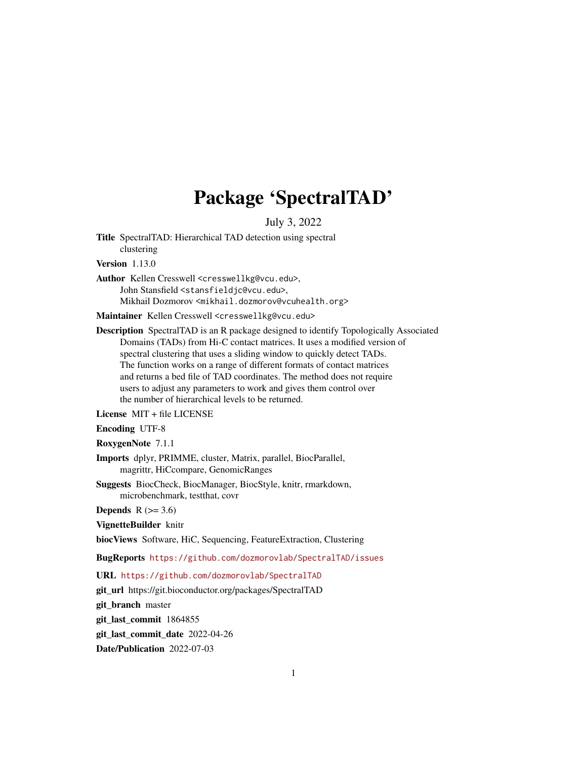# Package 'SpectralTAD'

July 3, 2022

**Title** SpectralTAD: Hierarchical TAD detection using spectral clustering

**Version** 1.13.0

**Author** Kellen Cresswell <cresswellkg@vcu.edu>,
John Stansfield <stansfieldjc@vcu.edu>,
Mikhail Dozmorov <mikhail.dozmorov@vcuhealth.org>

**Maintainer** Kellen Cresswell <cresswellkg@vcu.edu>

**Description** SpectralTAD is an R package designed to identify Topologically Associated Domains (TADs) from Hi-C contact matrices. It uses a modified version of spectral clustering that uses a sliding window to quickly detect TADs. The function works on a range of different formats of contact matrices and returns a bed file of TAD coordinates. The method does not require users to adjust any parameters to work and gives them control over the number of hierarchical levels to be returned.

**License** MIT + file LICENSE

**Encoding** UTF-8

**RoxygenNote** 7.1.1

**Imports** dplyr, PRIMME, cluster, Matrix, parallel, BiocParallel, magrittr, HiCcompare, GenomicRanges

**Suggests** BiocCheck, BiocManager, BiocStyle, knitr, rmarkdown, microbenchmark, testthat, covr

**Depends** R (>= 3.6)

**VignetteBuilder** knitr

**biocViews** Software, HiC, Sequencing, FeatureExtraction, Clustering

**BugReports** https://github.com/dozmorovlab/SpectralTAD/issues

**URL** https://github.com/dozmorovlab/SpectralTAD

**git_url** https://git.bioconductor.org/packages/SpectralTAD

**git_branch** master

**git_last_commit** 1864855

**git_last_commit_date** 2022-04-26

**Date/Publication** 2022-07-03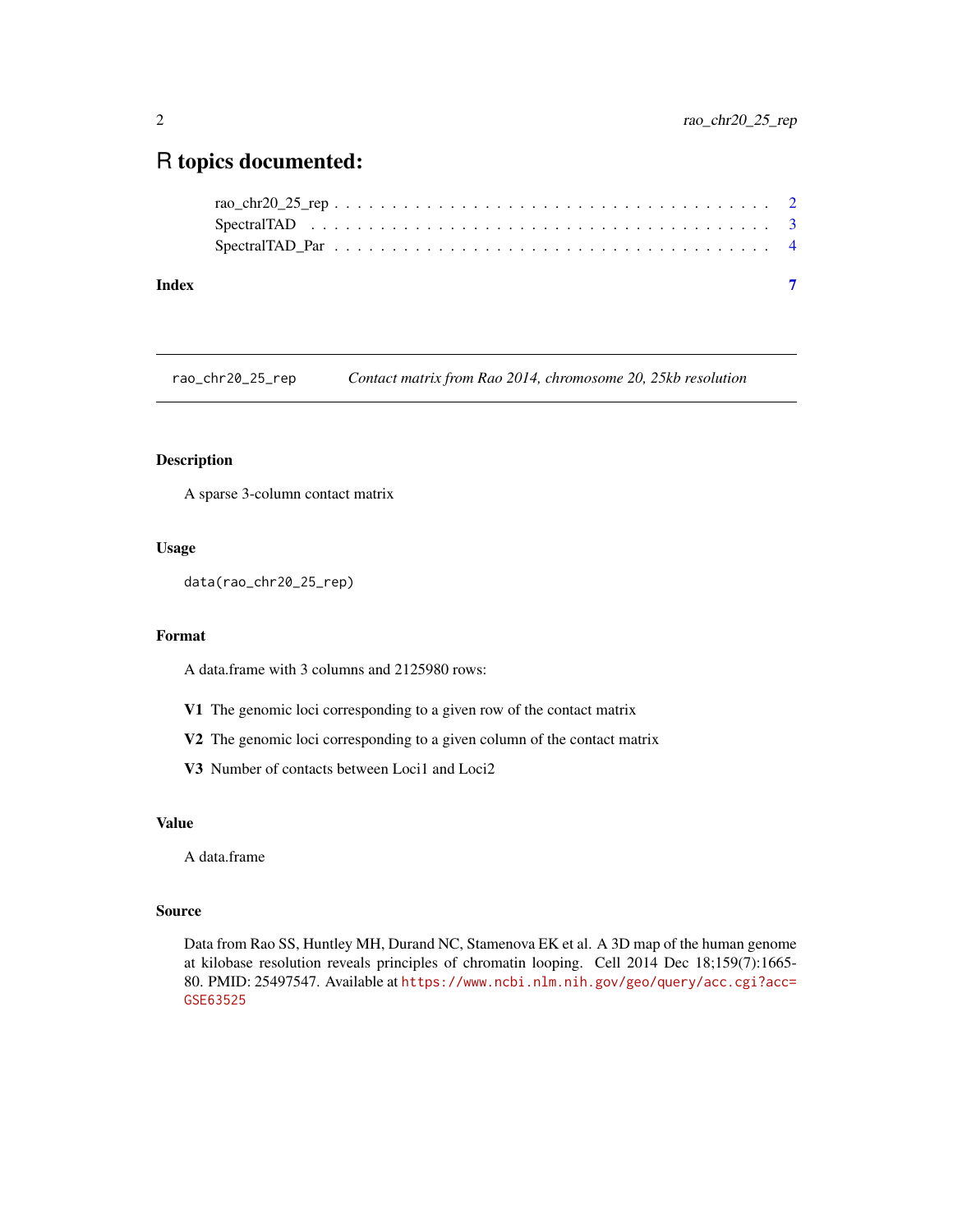# R topics documented:

rao_chr20_25_rep . . . . . . . . . . . . . . . . . . . . . . . . . . . . . . . . . . . . 2
SpectralTAD . . . . . . . . . . . . . . . . . . . . . . . . . . . . . . . . . . . . . . . 3
SpectralTAD_Par . . . . . . . . . . . . . . . . . . . . . . . . . . . . . . . . . . . . . 4

**Index** **7**

---

`rao_chr20_25_rep` *Contact matrix from Rao 2014, chromosome 20, 25kb resolution*

---

### Description

A sparse 3-column contact matrix

### Usage

```
data(rao_chr20_25_rep)
```

### Format

A data.frame with 3 columns and 2125980 rows:

**V1** The genomic loci corresponding to a given row of the contact matrix

**V2** The genomic loci corresponding to a given column of the contact matrix

**V3** Number of contacts between Loci1 and Loci2

### Value

A data.frame

### Source

Data from Rao SS, Huntley MH, Durand NC, Stamenova EK et al. A 3D map of the human genome at kilobase resolution reveals principles of chromatin looping. Cell 2014 Dec 18;159(7):1665-80. PMID: 25497547. Available at https://www.ncbi.nlm.nih.gov/geo/query/acc.cgi?acc=GSE63525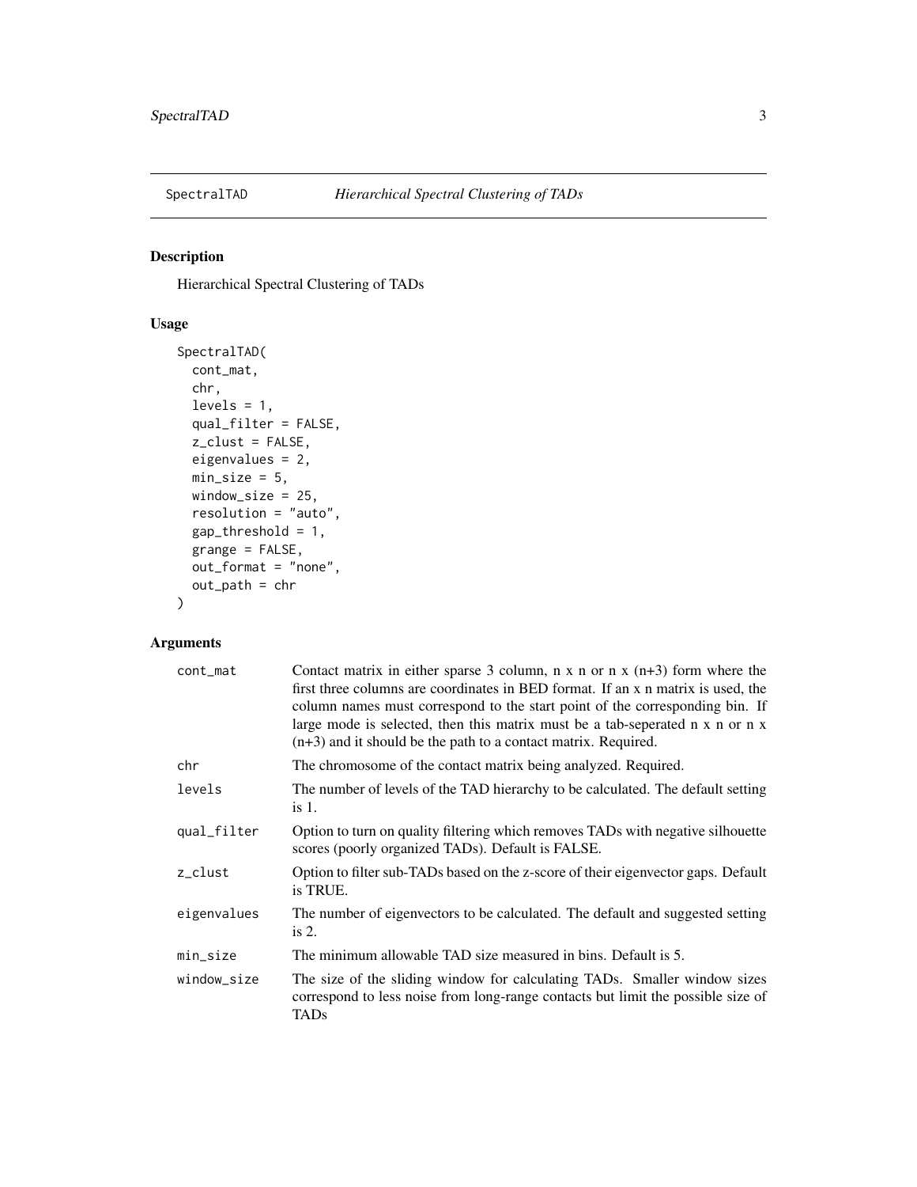`SpectralTAD` *Hierarchical Spectral Clustering of TADs*

## Description

Hierarchical Spectral Clustering of TADs

## Usage

```
SpectralTAD(
  cont_mat,
  chr,
  levels = 1,
  qual_filter = FALSE,
  z_clust = FALSE,
  eigenvalues = 2,
  min_size = 5,
  window_size = 25,
  resolution = "auto",
  gap_threshold = 1,
  grange = FALSE,
  out_format = "none",
  out_path = chr
)
```

## Arguments

| | |
|---|---|
| `cont_mat` | Contact matrix in either sparse 3 column, n x n or n x (n+3) form where the first three columns are coordinates in BED format. If an x n matrix is used, the column names must correspond to the start point of the corresponding bin. If large mode is selected, then this matrix must be a tab-seperated n x n or n x (n+3) and it should be the path to a contact matrix. Required. |
| `chr` | The chromosome of the contact matrix being analyzed. Required. |
| `levels` | The number of levels of the TAD hierarchy to be calculated. The default setting is 1. |
| `qual_filter` | Option to turn on quality filtering which removes TADs with negative silhouette scores (poorly organized TADs). Default is FALSE. |
| `z_clust` | Option to filter sub-TADs based on the z-score of their eigenvector gaps. Default is TRUE. |
| `eigenvalues` | The number of eigenvectors to be calculated. The default and suggested setting is 2. |
| `min_size` | The minimum allowable TAD size measured in bins. Default is 5. |
| `window_size` | The size of the sliding window for calculating TADs. Smaller window sizes correspond to less noise from long-range contacts but limit the possible size of TADs |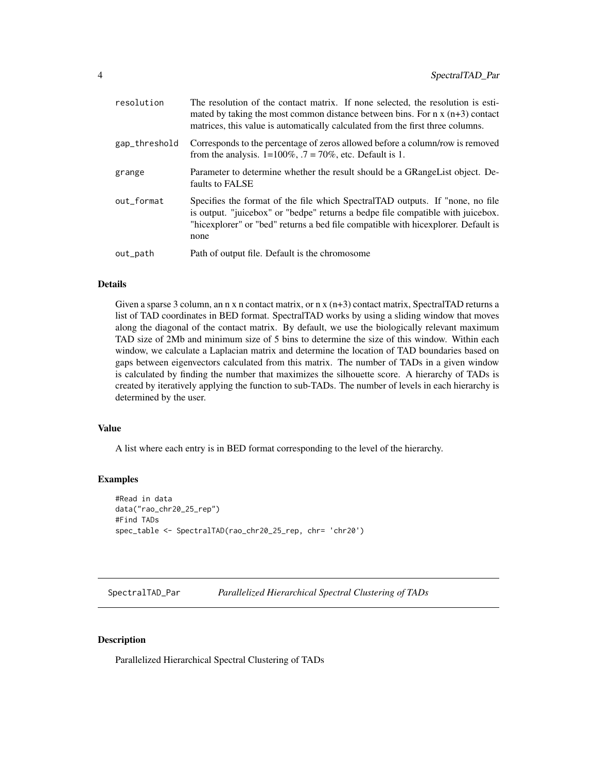| | |
|---|---|
| resolution | The resolution of the contact matrix. If none selected, the resolution is estimated by taking the most common distance between bins. For n x (n+3) contact matrices, this value is automatically calculated from the first three columns. |
| gap_threshold | Corresponds to the percentage of zeros allowed before a column/row is removed from the analysis. 1=100%, .7 = 70%, etc. Default is 1. |
| grange | Parameter to determine whether the result should be a GRangeList object. Defaults to FALSE |
| out_format | Specifies the format of the file which SpectralTAD outputs. If "none, no file is output. "juicebox" or "bedpe" returns a bedpe file compatible with juicebox. "hicexplorer" or "bed" returns a bed file compatible with hicexplorer. Default is none |
| out_path | Path of output file. Default is the chromosome |

### Details

Given a sparse 3 column, an n x n contact matrix, or n x (n+3) contact matrix, SpectralTAD returns a list of TAD coordinates in BED format. SpectralTAD works by using a sliding window that moves along the diagonal of the contact matrix. By default, we use the biologically relevant maximum TAD size of 2Mb and minimum size of 5 bins to determine the size of this window. Within each window, we calculate a Laplacian matrix and determine the location of TAD boundaries based on gaps between eigenvectors calculated from this matrix. The number of TADs in a given window is calculated by finding the number that maximizes the silhouette score. A hierarchy of TADs is created by iteratively applying the function to sub-TADs. The number of levels in each hierarchy is determined by the user.

### Value

A list where each entry is in BED format corresponding to the level of the hierarchy.

### Examples

```
#Read in data
data("rao_chr20_25_rep")
#Find TADs
spec_table <- SpectralTAD(rao_chr20_25_rep, chr= 'chr20')
```

---

## SpectralTAD_Par &nbsp;&nbsp;&nbsp; *Parallelized Hierarchical Spectral Clustering of TADs*

---

### Description

Parallelized Hierarchical Spectral Clustering of TADs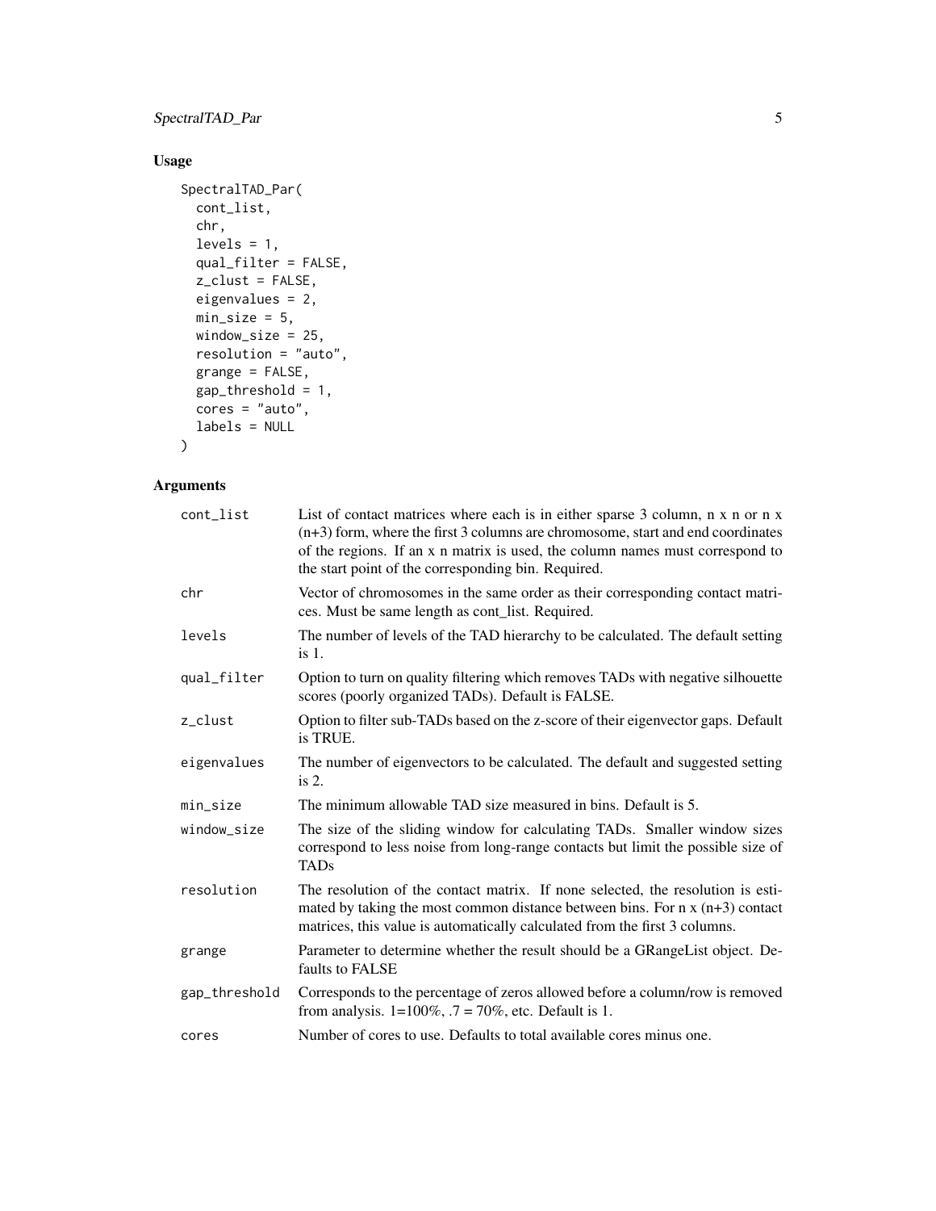## Usage

```
SpectralTAD_Par(
  cont_list,
  chr,
  levels = 1,
  qual_filter = FALSE,
  z_clust = FALSE,
  eigenvalues = 2,
  min_size = 5,
  window_size = 25,
  resolution = "auto",
  grange = FALSE,
  gap_threshold = 1,
  cores = "auto",
  labels = NULL
)
```

## Arguments

| Argument | Description |
|---|---|
| cont_list | List of contact matrices where each is in either sparse 3 column, n x n or n x (n+3) form, where the first 3 columns are chromosome, start and end coordinates of the regions. If an x n matrix is used, the column names must correspond to the start point of the corresponding bin. Required. |
| chr | Vector of chromosomes in the same order as their corresponding contact matrices. Must be same length as cont_list. Required. |
| levels | The number of levels of the TAD hierarchy to be calculated. The default setting is 1. |
| qual_filter | Option to turn on quality filtering which removes TADs with negative silhouette scores (poorly organized TADs). Default is FALSE. |
| z_clust | Option to filter sub-TADs based on the z-score of their eigenvector gaps. Default is TRUE. |
| eigenvalues | The number of eigenvectors to be calculated. The default and suggested setting is 2. |
| min_size | The minimum allowable TAD size measured in bins. Default is 5. |
| window_size | The size of the sliding window for calculating TADs. Smaller window sizes correspond to less noise from long-range contacts but limit the possible size of TADs |
| resolution | The resolution of the contact matrix. If none selected, the resolution is estimated by taking the most common distance between bins. For n x (n+3) contact matrices, this value is automatically calculated from the first 3 columns. |
| grange | Parameter to determine whether the result should be a GRangeList object. Defaults to FALSE |
| gap_threshold | Corresponds to the percentage of zeros allowed before a column/row is removed from analysis. 1=100%, .7 = 70%, etc. Default is 1. |
| cores | Number of cores to use. Defaults to total available cores minus one. |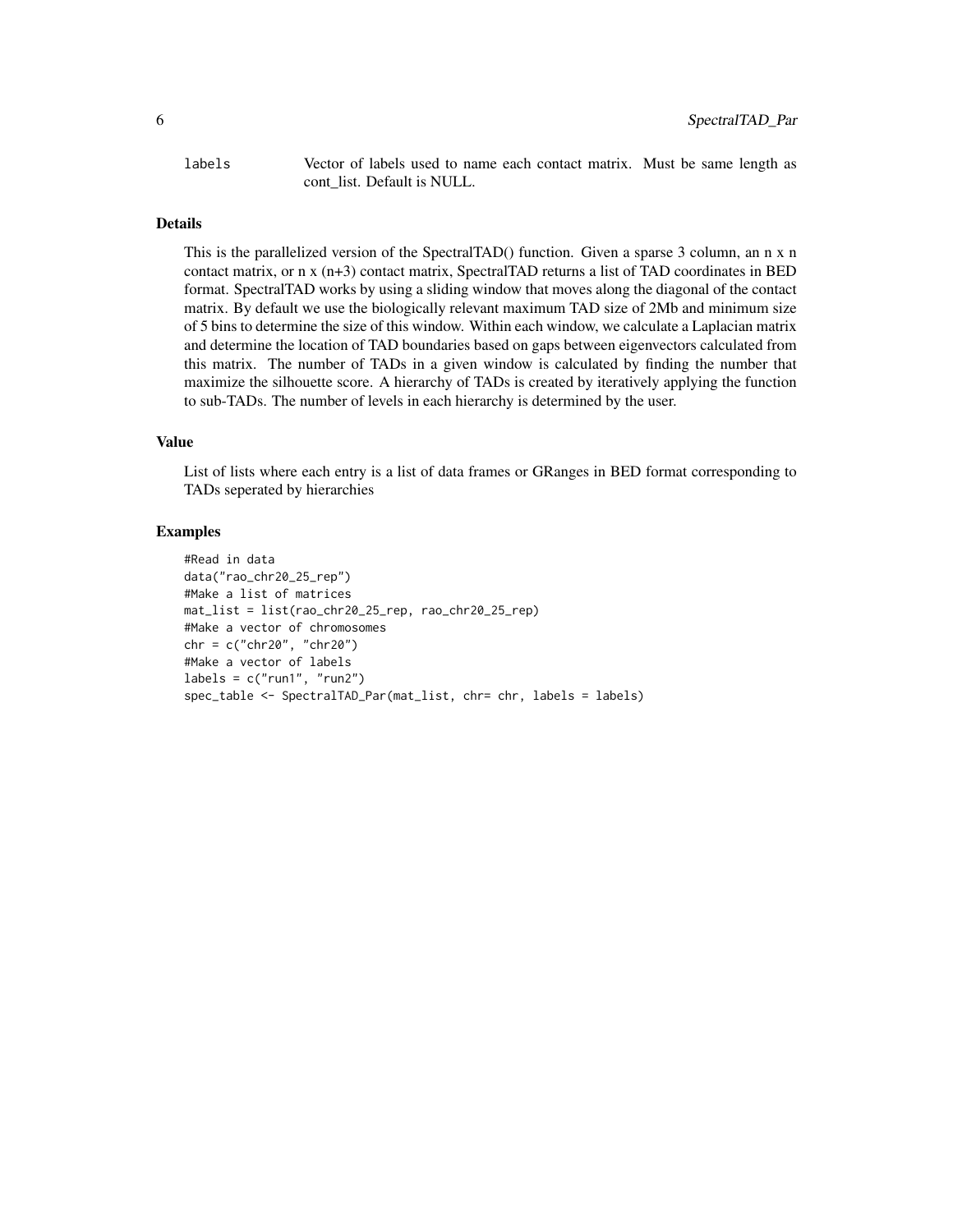labels Vector of labels used to name each contact matrix. Must be same length as cont_list. Default is NULL.

### Details

This is the parallelized version of the SpectralTAD() function. Given a sparse 3 column, an n x n contact matrix, or n x (n+3) contact matrix, SpectralTAD returns a list of TAD coordinates in BED format. SpectralTAD works by using a sliding window that moves along the diagonal of the contact matrix. By default we use the biologically relevant maximum TAD size of 2Mb and minimum size of 5 bins to determine the size of this window. Within each window, we calculate a Laplacian matrix and determine the location of TAD boundaries based on gaps between eigenvectors calculated from this matrix. The number of TADs in a given window is calculated by finding the number that maximize the silhouette score. A hierarchy of TADs is created by iteratively applying the function to sub-TADs. The number of levels in each hierarchy is determined by the user.

### Value

List of lists where each entry is a list of data frames or GRanges in BED format corresponding to TADs seperated by hierarchies

### Examples

```
#Read in data
data("rao_chr20_25_rep")
#Make a list of matrices
mat_list = list(rao_chr20_25_rep, rao_chr20_25_rep)
#Make a vector of chromosomes
chr = c("chr20", "chr20")
#Make a vector of labels
labels = c("run1", "run2")
spec_table <- SpectralTAD_Par(mat_list, chr= chr, labels = labels)
```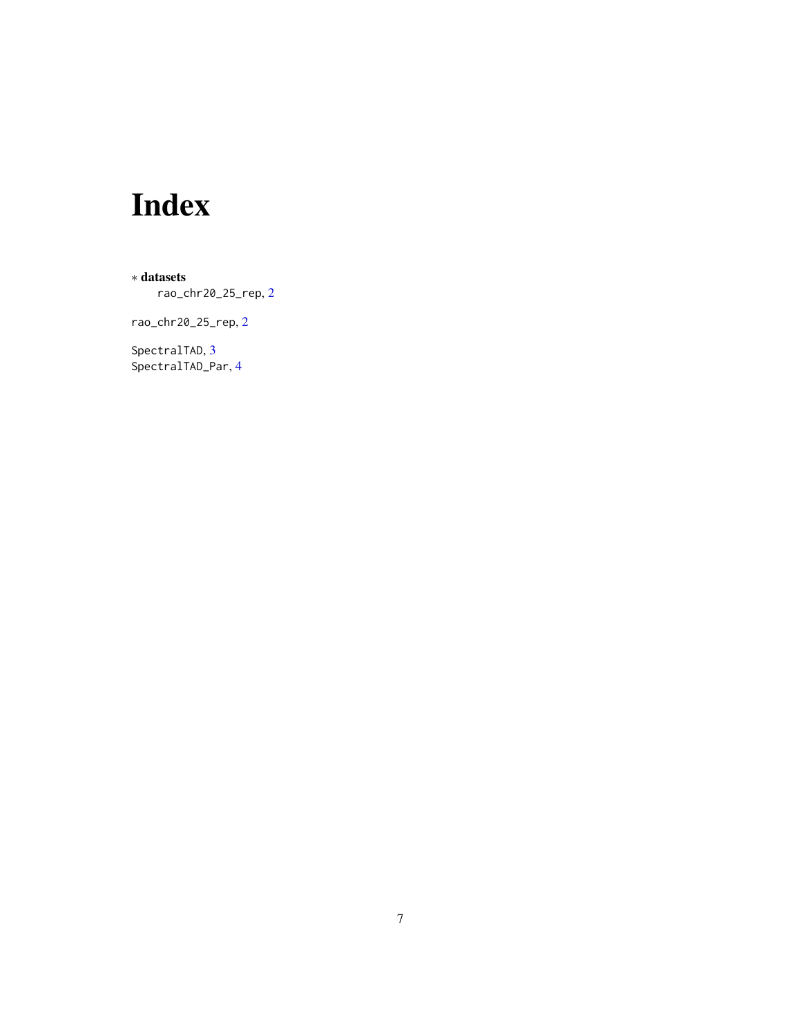# Index

∗ **datasets**
    rao_chr20_25_rep, 2

rao_chr20_25_rep, 2

SpectralTAD, 3
SpectralTAD_Par, 4